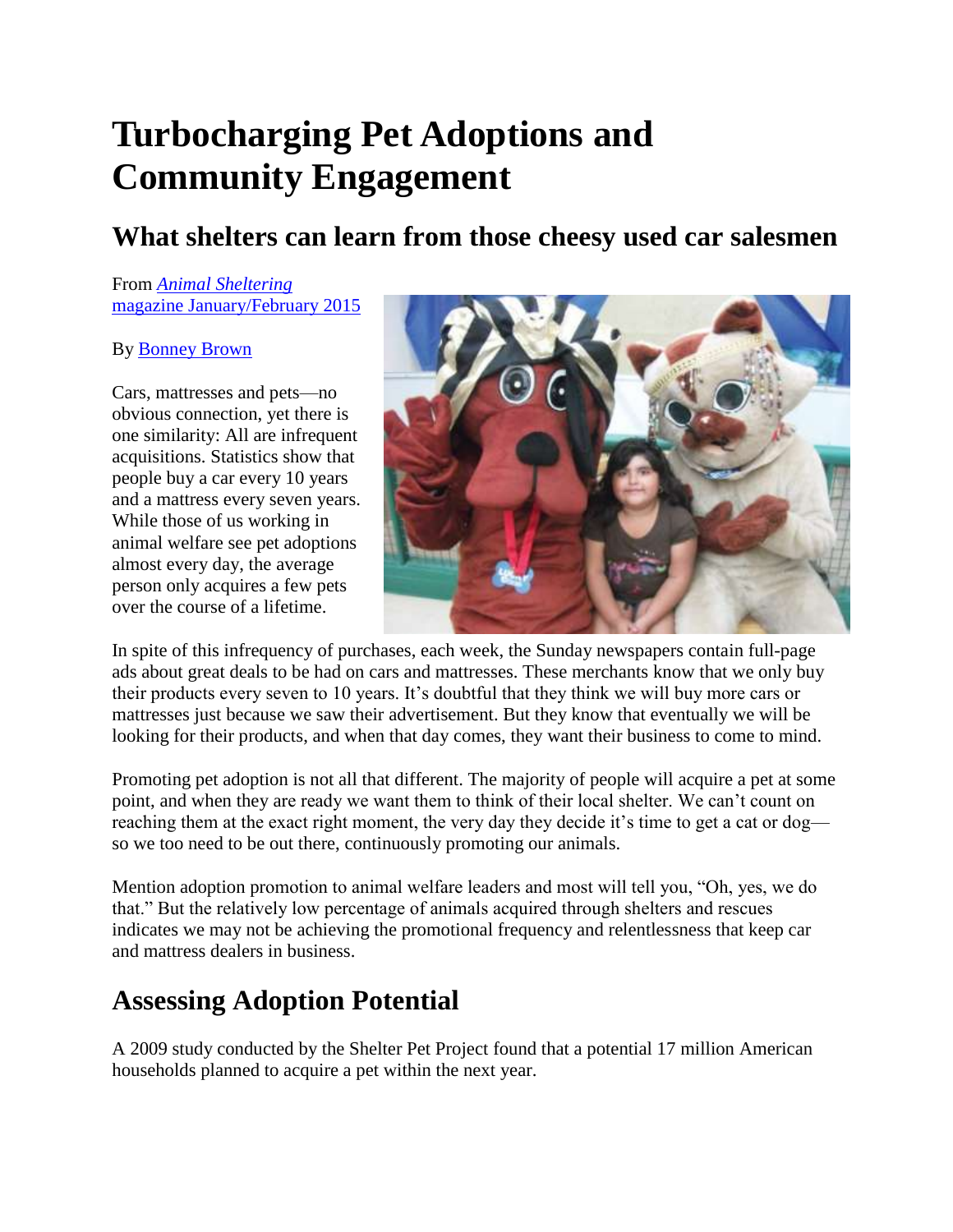# Turbocharging Pet Adoptions and Community Engagement

## What shelters can learn from those cheesy used car salesmen

From *Animal Sheltering* magazine January/February 2015

By Bonney Brown

Cars, mattresses and pets—no obvious connection, yet there is one similarity: All are infrequent acquisitions. Statistics show that people buy a car every 10 years and a mattress every seven years. While those of us working in animal welfare see pet adoptions almost every day, the average person only acquires a few pets over the course of a lifetime.

In spite of this infrequency of purchases, each week, the Sunday newspapers contain full-page ads about great deals to be had on cars and mattresses. These merchants know that we only buy their products every seven to 10 years. It's doubtful that they think we will buy more cars or mattresses just because we saw their advertisement. But they know that eventually we will be looking for their products, and when that day comes, they want their business to come to mind.

Promoting pet adoption is not all that different. The majority of people will acquire a pet at some point, and when they are ready we want them to think of their local shelter. We can't count on reaching them at the exact right moment, the very day they decide it's time to get a cat or dog—so we too need to be out there, continuously promoting our animals.

Mention adoption promotion to animal welfare leaders and most will tell you, "Oh, yes, we do that." But the relatively low percentage of animals acquired through shelters and rescues indicates we may not be achieving the promotional frequency and relentlessness that keep car and mattress dealers in business.

## Assessing Adoption Potential

A 2009 study conducted by the Shelter Pet Project found that a potential 17 million American households planned to acquire a pet within the next year.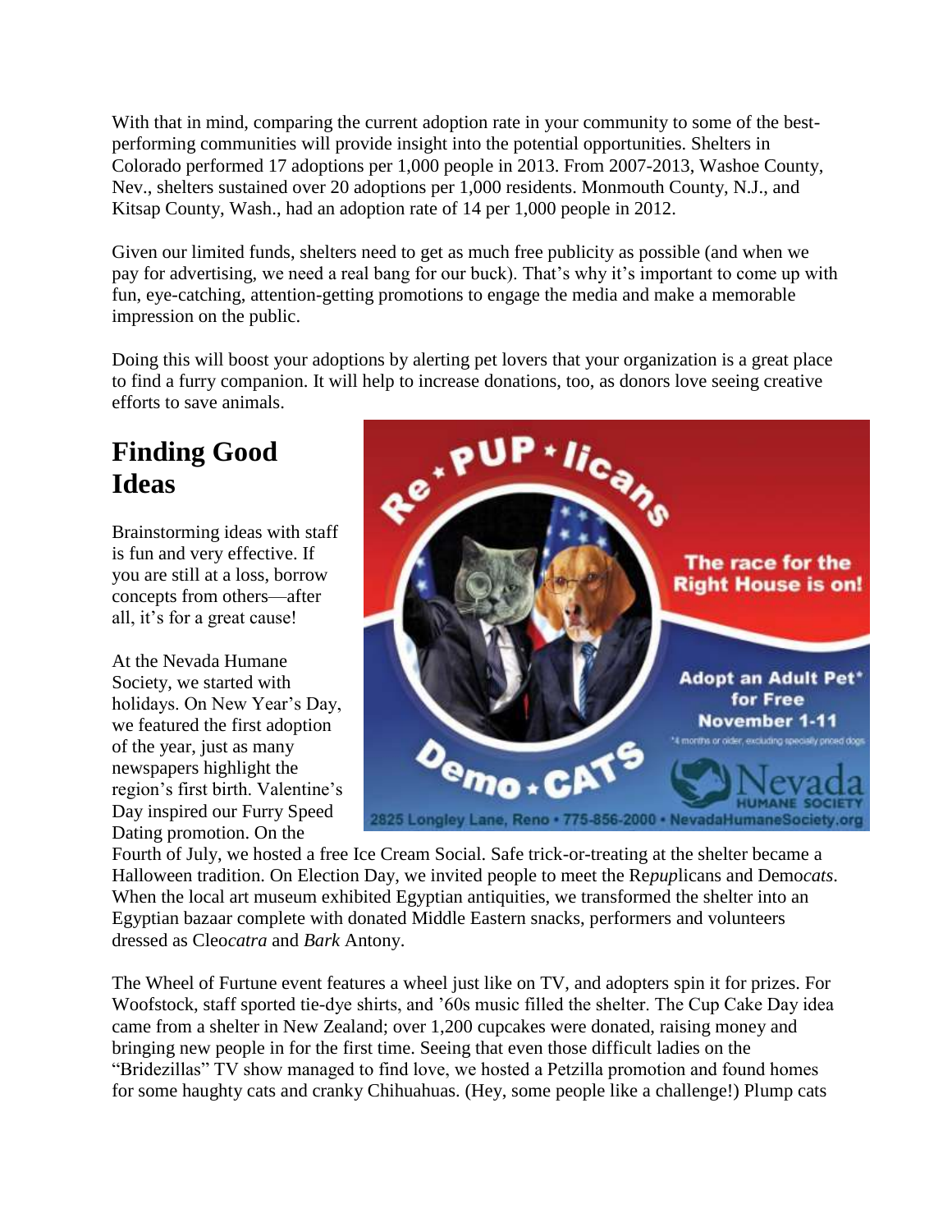With that in mind, comparing the current adoption rate in your community to some of the best-performing communities will provide insight into the potential opportunities. Shelters in Colorado performed 17 adoptions per 1,000 people in 2013. From 2007-2013, Washoe County, Nev., shelters sustained over 20 adoptions per 1,000 residents. Monmouth County, N.J., and Kitsap County, Wash., had an adoption rate of 14 per 1,000 people in 2012.

Given our limited funds, shelters need to get as much free publicity as possible (and when we pay for advertising, we need a real bang for our buck). That's why it's important to come up with fun, eye-catching, attention-getting promotions to engage the media and make a memorable impression on the public.

Doing this will boost your adoptions by alerting pet lovers that your organization is a great place to find a furry companion. It will help to increase donations, too, as donors love seeing creative efforts to save animals.

## Finding Good Ideas

Brainstorming ideas with staff is fun and very effective. If you are still at a loss, borrow concepts from others—after all, it's for a great cause!

At the Nevada Humane Society, we started with holidays. On New Year's Day, we featured the first adoption of the year, just as many newspapers highlight the region's first birth. Valentine's Day inspired our Furry Speed Dating promotion. On the Fourth of July, we hosted a free Ice Cream Social. Safe trick-or-treating at the shelter became a Halloween tradition. On Election Day, we invited people to meet the Re*pup*licans and Demo*cats*. When the local art museum exhibited Egyptian antiquities, we transformed the shelter into an Egyptian bazaar complete with donated Middle Eastern snacks, performers and volunteers dressed as Cleo*catra* and *Bark* Antony.

The Wheel of Furtune event features a wheel just like on TV, and adopters spin it for prizes. For Woofstock, staff sported tie-dye shirts, and '60s music filled the shelter. The Cup Cake Day idea came from a shelter in New Zealand; over 1,200 cupcakes were donated, raising money and bringing new people in for the first time. Seeing that even those difficult ladies on the "Bridezillas" TV show managed to find love, we hosted a Petzilla promotion and found homes for some haughty cats and cranky Chihuahuas. (Hey, some people like a challenge!) Plump cats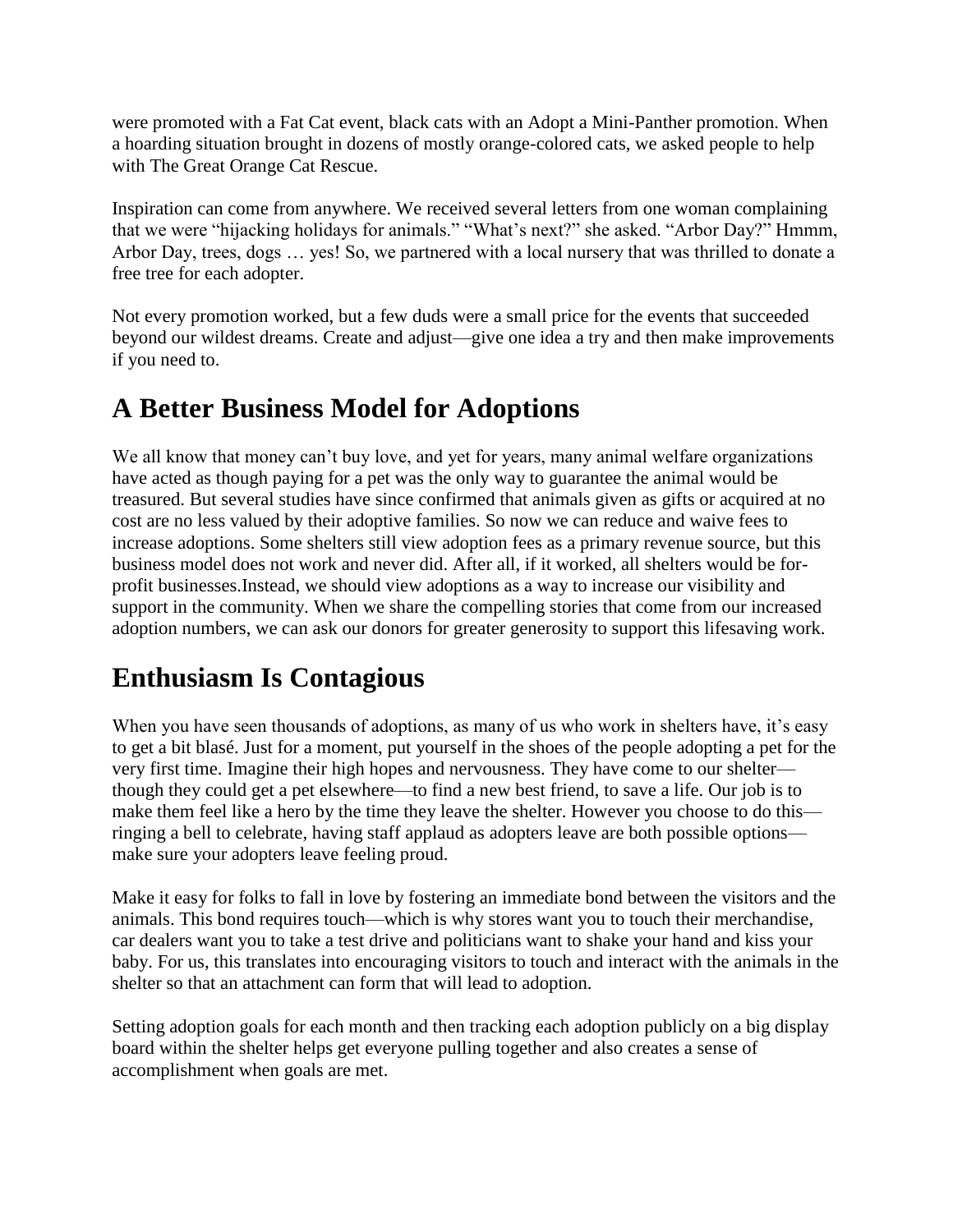were promoted with a Fat Cat event, black cats with an Adopt a Mini-Panther promotion. When a hoarding situation brought in dozens of mostly orange-colored cats, we asked people to help with The Great Orange Cat Rescue.

Inspiration can come from anywhere. We received several letters from one woman complaining that we were "hijacking holidays for animals." "What's next?" she asked. "Arbor Day?" Hmmm, Arbor Day, trees, dogs … yes! So, we partnered with a local nursery that was thrilled to donate a free tree for each adopter.

Not every promotion worked, but a few duds were a small price for the events that succeeded beyond our wildest dreams. Create and adjust—give one idea a try and then make improvements if you need to.

## A Better Business Model for Adoptions

We all know that money can't buy love, and yet for years, many animal welfare organizations have acted as though paying for a pet was the only way to guarantee the animal would be treasured. But several studies have since confirmed that animals given as gifts or acquired at no cost are no less valued by their adoptive families. So now we can reduce and waive fees to increase adoptions. Some shelters still view adoption fees as a primary revenue source, but this business model does not work and never did. After all, if it worked, all shelters would be for-profit businesses.Instead, we should view adoptions as a way to increase our visibility and support in the community. When we share the compelling stories that come from our increased adoption numbers, we can ask our donors for greater generosity to support this lifesaving work.

## Enthusiasm Is Contagious

When you have seen thousands of adoptions, as many of us who work in shelters have, it's easy to get a bit blasé. Just for a moment, put yourself in the shoes of the people adopting a pet for the very first time. Imagine their high hopes and nervousness. They have come to our shelter—though they could get a pet elsewhere—to find a new best friend, to save a life. Our job is to make them feel like a hero by the time they leave the shelter. However you choose to do this—ringing a bell to celebrate, having staff applaud as adopters leave are both possible options—make sure your adopters leave feeling proud.

Make it easy for folks to fall in love by fostering an immediate bond between the visitors and the animals. This bond requires touch—which is why stores want you to touch their merchandise, car dealers want you to take a test drive and politicians want to shake your hand and kiss your baby. For us, this translates into encouraging visitors to touch and interact with the animals in the shelter so that an attachment can form that will lead to adoption.

Setting adoption goals for each month and then tracking each adoption publicly on a big display board within the shelter helps get everyone pulling together and also creates a sense of accomplishment when goals are met.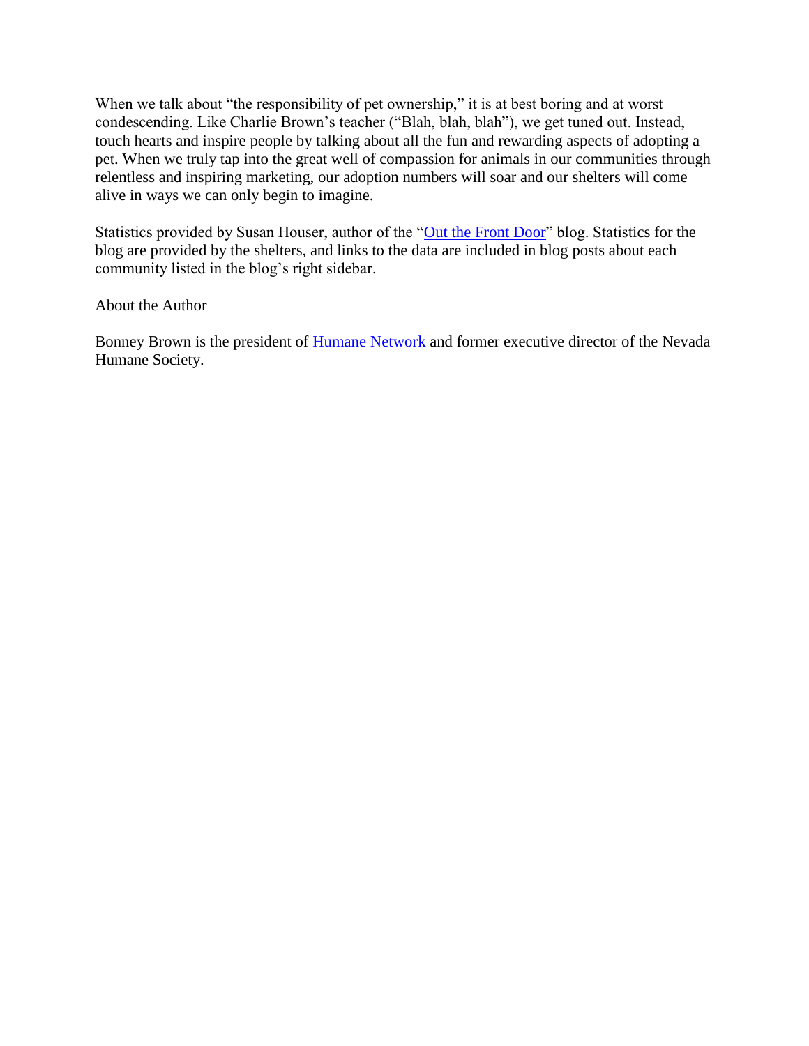When we talk about "the responsibility of pet ownership," it is at best boring and at worst condescending. Like Charlie Brown's teacher ("Blah, blah, blah"), we get tuned out. Instead, touch hearts and inspire people by talking about all the fun and rewarding aspects of adopting a pet. When we truly tap into the great well of compassion for animals in our communities through relentless and inspiring marketing, our adoption numbers will soar and our shelters will come alive in ways we can only begin to imagine.

Statistics provided by Susan Houser, author of the "Out the Front Door" blog. Statistics for the blog are provided by the shelters, and links to the data are included in blog posts about each community listed in the blog's right sidebar.

About the Author

Bonney Brown is the president of Humane Network and former executive director of the Nevada Humane Society.